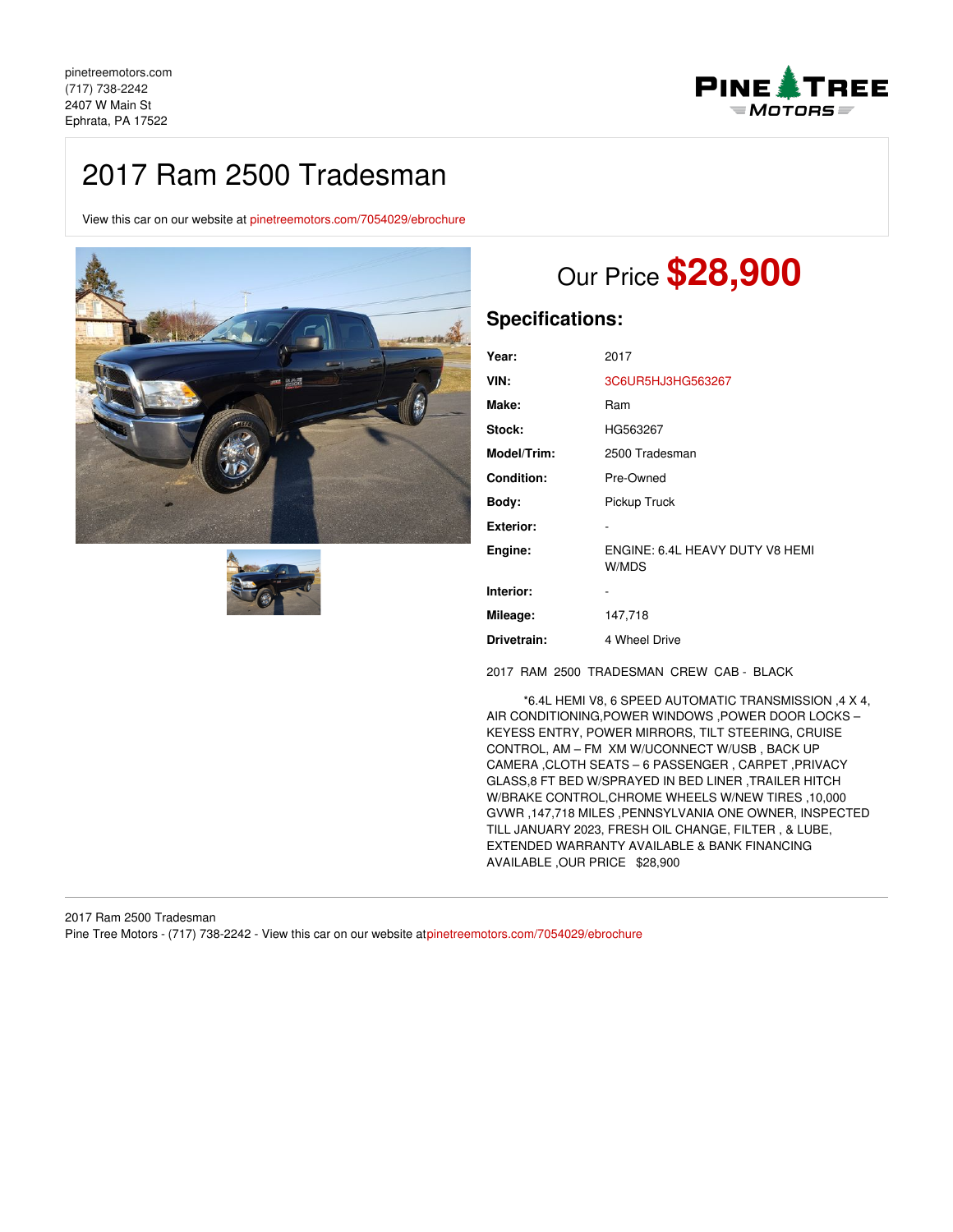pinetreemotors.com
(717) 738-2242
2407 W Main St
Ephrata, PA 17522

# 2017 Ram 2500 Tradesman

View this car on our website at pinetreemotors.com/7054029/ebrochure

## Our Price **$28,900**

### Specifications:

| | |
|---|---|
| **Year:** | 2017 |
| **VIN:** | 3C6UR5HJ3HG563267 |
| **Make:** | Ram |
| **Stock:** | HG563267 |
| **Model/Trim:** | 2500 Tradesman |
| **Condition:** | Pre-Owned |
| **Body:** | Pickup Truck |
| **Exterior:** | - |
| **Engine:** | ENGINE: 6.4L HEAVY DUTY V8 HEMI W/MDS |
| **Interior:** | - |
| **Mileage:** | 147,718 |
| **Drivetrain:** | 4 Wheel Drive |

2017 RAM 2500 TRADESMAN CREW CAB - BLACK

*6.4L HEMI V8, 6 SPEED AUTOMATIC TRANSMISSION ,4 X 4, AIR CONDITIONING,POWER WINDOWS ,POWER DOOR LOCKS – KEYESS ENTRY, POWER MIRRORS, TILT STEERING, CRUISE CONTROL, AM – FM XM W/UCONNECT W/USB , BACK UP CAMERA ,CLOTH SEATS – 6 PASSENGER , CARPET ,PRIVACY GLASS,8 FT BED W/SPRAYED IN BED LINER ,TRAILER HITCH W/BRAKE CONTROL,CHROME WHEELS W/NEW TIRES ,10,000 GVWR ,147,718 MILES ,PENNSYLVANIA ONE OWNER, INSPECTED TILL JANUARY 2023, FRESH OIL CHANGE, FILTER , & LUBE, EXTENDED WARRANTY AVAILABLE & BANK FINANCING AVAILABLE ,OUR PRICE $28,900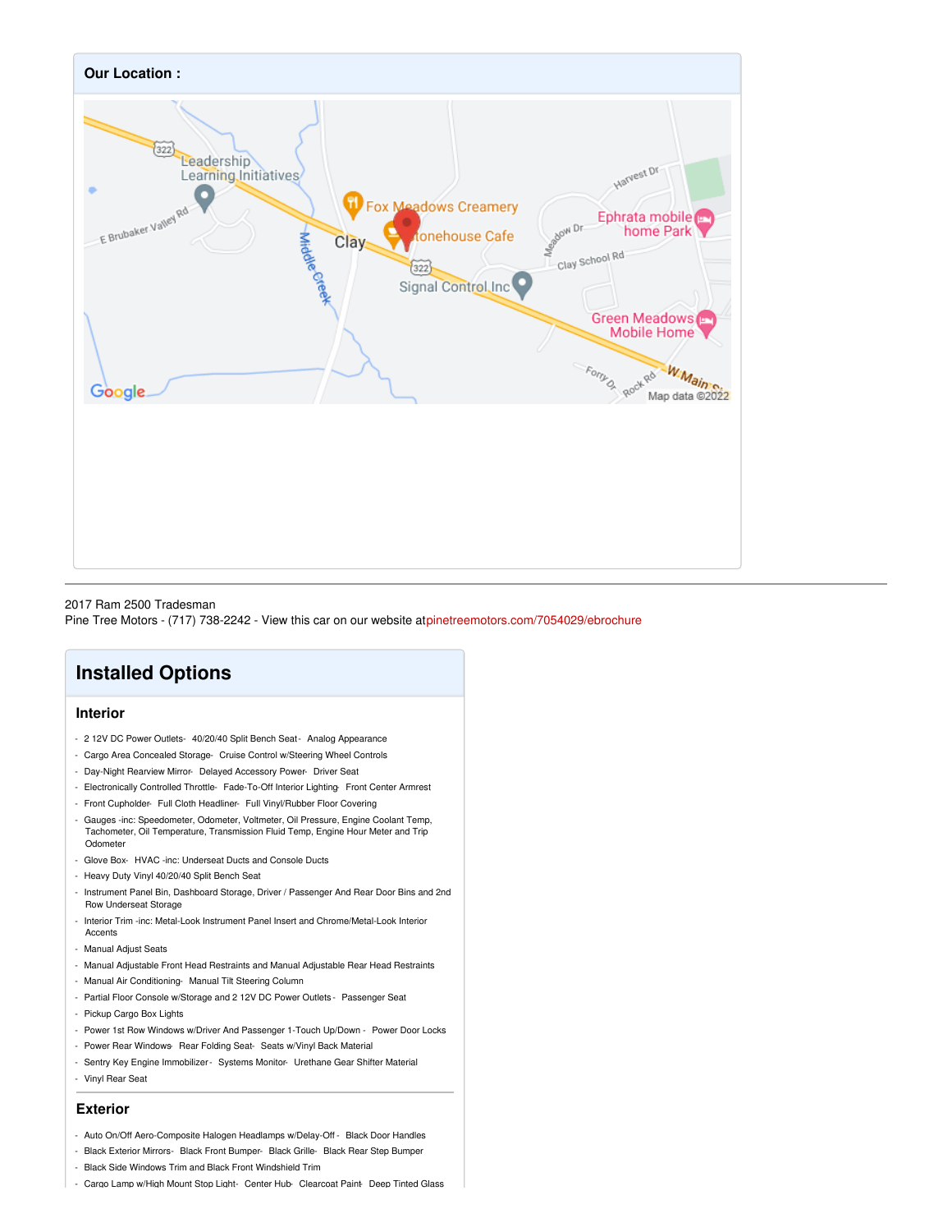**Our Location :**

2017 Ram 2500 Tradesman
Pine Tree Motors - (717) 738-2242 - View this car on our website atpinetreemotors.com/7054029/ebrochure

## Installed Options

### Interior

- 2 12V DC Power Outlets- 40/20/40 Split Bench Seat - Analog Appearance
- Cargo Area Concealed Storage- Cruise Control w/Steering Wheel Controls
- Day-Night Rearview Mirror- Delayed Accessory Power- Driver Seat
- Electronically Controlled Throttle- Fade-To-Off Interior Lighting- Front Center Armrest
- Front Cupholder- Full Cloth Headliner- Full Vinyl/Rubber Floor Covering
- Gauges -inc: Speedometer, Odometer, Voltmeter, Oil Pressure, Engine Coolant Temp, Tachometer, Oil Temperature, Transmission Fluid Temp, Engine Hour Meter and Trip Odometer
- Glove Box- HVAC -inc: Underseat Ducts and Console Ducts
- Heavy Duty Vinyl 40/20/40 Split Bench Seat
- Instrument Panel Bin, Dashboard Storage, Driver / Passenger And Rear Door Bins and 2nd Row Underseat Storage
- Interior Trim -inc: Metal-Look Instrument Panel Insert and Chrome/Metal-Look Interior Accents
- Manual Adjust Seats
- Manual Adjustable Front Head Restraints and Manual Adjustable Rear Head Restraints
- Manual Air Conditioning- Manual Tilt Steering Column
- Partial Floor Console w/Storage and 2 12V DC Power Outlets - Passenger Seat
- Pickup Cargo Box Lights
- Power 1st Row Windows w/Driver And Passenger 1-Touch Up/Down - Power Door Locks
- Power Rear Windows- Rear Folding Seat- Seats w/Vinyl Back Material
- Sentry Key Engine Immobilizer - Systems Monitor- Urethane Gear Shifter Material
- Vinyl Rear Seat

### Exterior

- Auto On/Off Aero-Composite Halogen Headlamps w/Delay-Off - Black Door Handles
- Black Exterior Mirrors- Black Front Bumper- Black Grille- Black Rear Step Bumper
- Black Side Windows Trim and Black Front Windshield Trim
- Cargo Lamp w/High Mount Stop Light- Center Hub- Clearcoat Paint- Deep Tinted Glass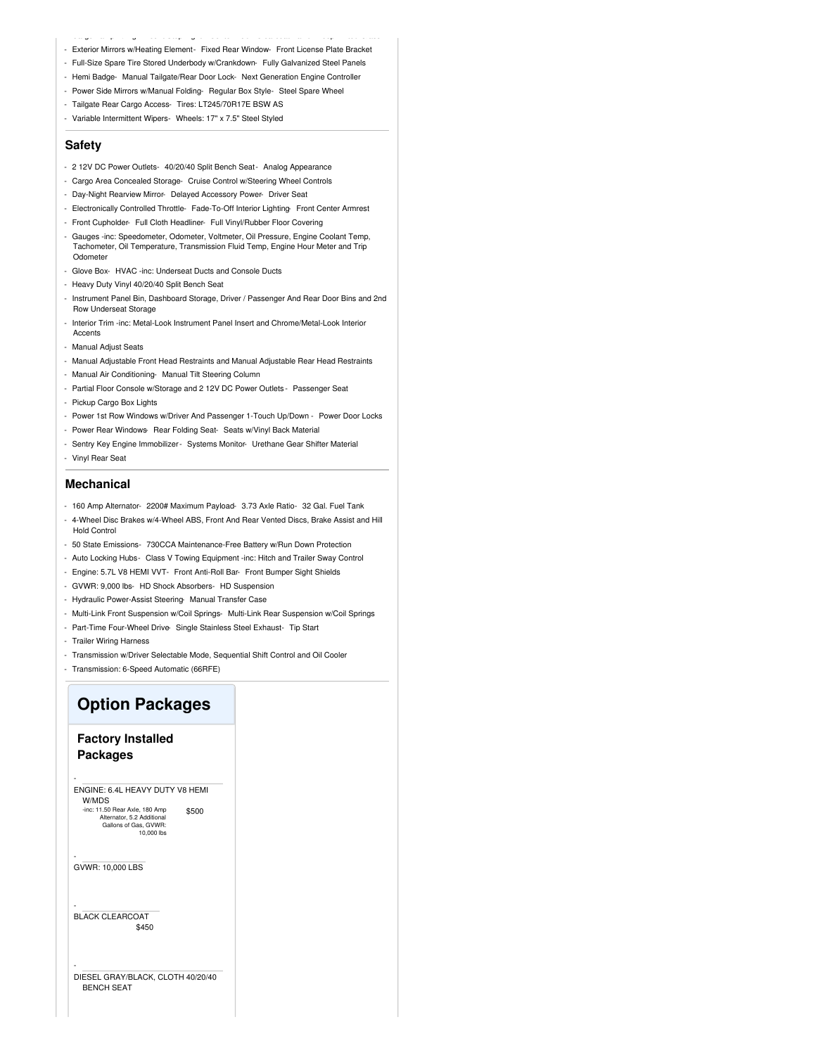- Exterior Mirrors w/Heating Element - Fixed Rear Window - Front License Plate Bracket
- Full-Size Spare Tire Stored Underbody w/Crankdown - Fully Galvanized Steel Panels
- Hemi Badge - Manual Tailgate/Rear Door Lock - Next Generation Engine Controller
- Power Side Mirrors w/Manual Folding - Regular Box Style - Steel Spare Wheel
- Tailgate Rear Cargo Access - Tires: LT245/70R17E BSW AS
- Variable Intermittent Wipers - Wheels: 17" x 7.5" Steel Styled

## Safety

- 2 12V DC Power Outlets - 40/20/40 Split Bench Seat - Analog Appearance
- Cargo Area Concealed Storage - Cruise Control w/Steering Wheel Controls
- Day-Night Rearview Mirror - Delayed Accessory Power - Driver Seat
- Electronically Controlled Throttle - Fade-To-Off Interior Lighting - Front Center Armrest
- Front Cupholder - Full Cloth Headliner - Full Vinyl/Rubber Floor Covering
- Gauges -inc: Speedometer, Odometer, Voltmeter, Oil Pressure, Engine Coolant Temp, Tachometer, Oil Temperature, Transmission Fluid Temp, Engine Hour Meter and Trip Odometer
- Glove Box - HVAC -inc: Underseat Ducts and Console Ducts
- Heavy Duty Vinyl 40/20/40 Split Bench Seat
- Instrument Panel Bin, Dashboard Storage, Driver / Passenger And Rear Door Bins and 2nd Row Underseat Storage
- Interior Trim -inc: Metal-Look Instrument Panel Insert and Chrome/Metal-Look Interior Accents
- Manual Adjust Seats
- Manual Adjustable Front Head Restraints and Manual Adjustable Rear Head Restraints
- Manual Air Conditioning - Manual Tilt Steering Column
- Partial Floor Console w/Storage and 2 12V DC Power Outlets - Passenger Seat
- Pickup Cargo Box Lights
- Power 1st Row Windows w/Driver And Passenger 1-Touch Up/Down - Power Door Locks
- Power Rear Windows - Rear Folding Seat - Seats w/Vinyl Back Material
- Sentry Key Engine Immobilizer - Systems Monitor - Urethane Gear Shifter Material
- Vinyl Rear Seat

## Mechanical

- 160 Amp Alternator - 2200# Maximum Payload - 3.73 Axle Ratio - 32 Gal. Fuel Tank
- 4-Wheel Disc Brakes w/4-Wheel ABS, Front And Rear Vented Discs, Brake Assist and Hill Hold Control
- 50 State Emissions - 730CCA Maintenance-Free Battery w/Run Down Protection
- Auto Locking Hubs - Class V Towing Equipment -inc: Hitch and Trailer Sway Control
- Engine: 5.7L V8 HEMI VVT - Front Anti-Roll Bar - Front Bumper Sight Shields
- GVWR: 9,000 lbs - HD Shock Absorbers - HD Suspension
- Hydraulic Power-Assist Steering - Manual Transfer Case
- Multi-Link Front Suspension w/Coil Springs - Multi-Link Rear Suspension w/Coil Springs
- Part-Time Four-Wheel Drive - Single Stainless Steel Exhaust - Tip Start
- Trailer Wiring Harness
- Transmission w/Driver Selectable Mode, Sequential Shift Control and Oil Cooler
- Transmission: 6-Speed Automatic (66RFE)

# Option Packages

### Factory Installed Packages

- ENGINE: 6.4L HEAVY DUTY V8 HEMI W/MDS — $500
  -inc: 11.50 Rear Axle, 180 Amp Alternator, 5.2 Additional Gallons of Gas, GVWR: 10,000 lbs

- GVWR: 10,000 LBS

- BLACK CLEARCOAT — $450

- DIESEL GRAY/BLACK, CLOTH 40/20/40 BENCH SEAT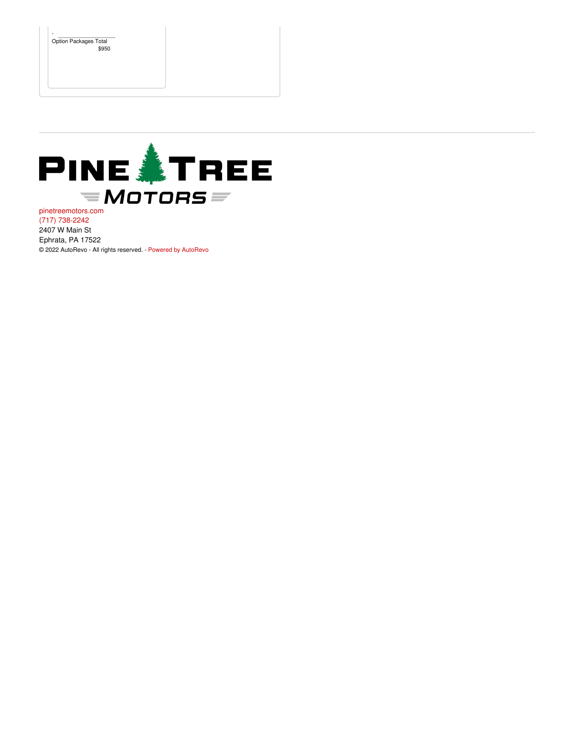-

Option Packages Total
$950

---

PINE TREE MOTORS

pinetreemotors.com
(717) 738-2242
2407 W Main St
Ephrata, PA 17522
© 2022 AutoRevo - All rights reserved. - Powered by AutoRevo